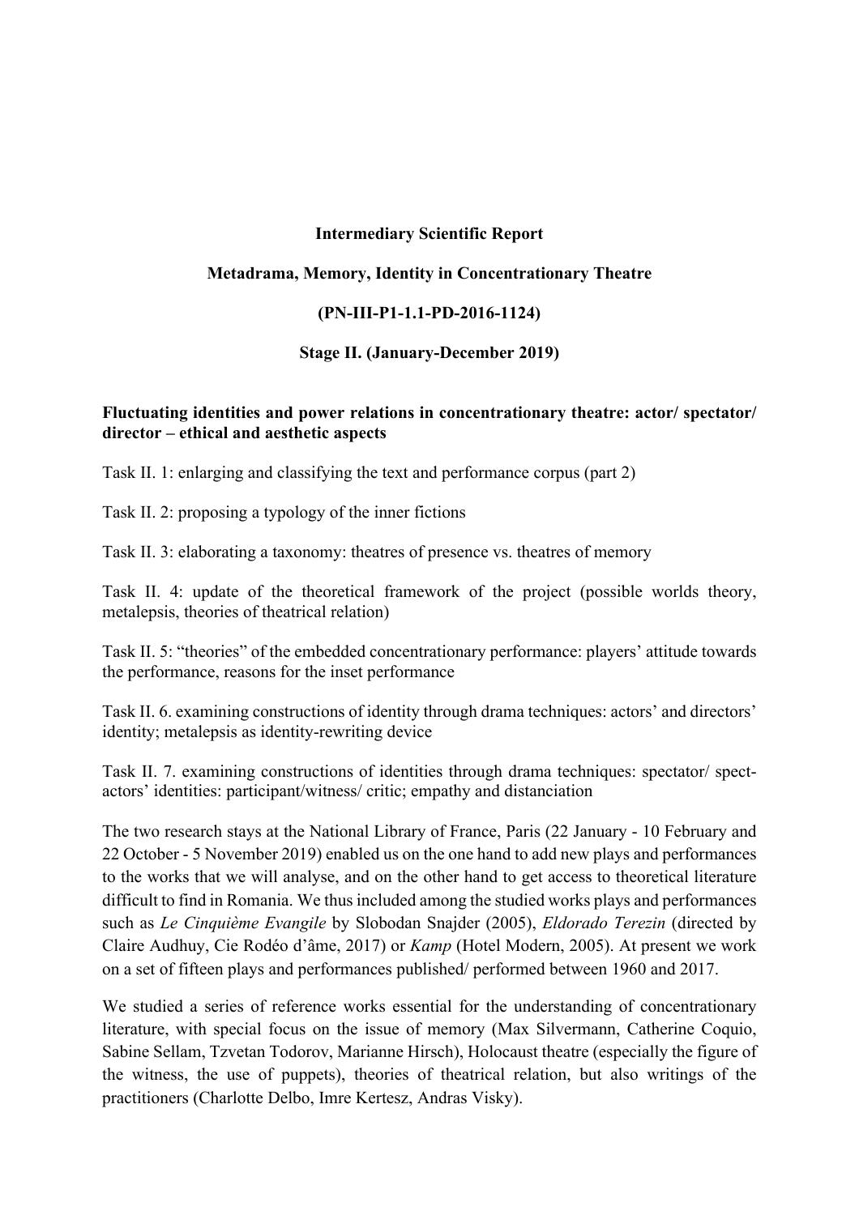**Intermediary Scientific Report**

**Metadrama, Memory, Identity in Concentrationary Theatre**

**(PN-III-P1-1.1-PD-2016-1124)**

**Stage II. (January-December 2019)**

**Fluctuating identities and power relations in concentrationary theatre: actor/ spectator/ director – ethical and aesthetic aspects**

Task II. 1: enlarging and classifying the text and performance corpus (part 2)

Task II. 2: proposing a typology of the inner fictions

Task II. 3: elaborating a taxonomy: theatres of presence vs. theatres of memory

Task II. 4: update of the theoretical framework of the project (possible worlds theory, metalepsis, theories of theatrical relation)

Task II. 5: "theories" of the embedded concentrationary performance: players' attitude towards the performance, reasons for the inset performance

Task II. 6. examining constructions of identity through drama techniques: actors' and directors' identity; metalepsis as identity-rewriting device

Task II. 7. examining constructions of identities through drama techniques: spectator/ spect-actors' identities: participant/witness/ critic; empathy and distanciation

The two research stays at the National Library of France, Paris (22 January - 10 February and 22 October - 5 November 2019) enabled us on the one hand to add new plays and performances to the works that we will analyse, and on the other hand to get access to theoretical literature difficult to find in Romania. We thus included among the studied works plays and performances such as *Le Cinquième Evangile* by Slobodan Snajder (2005), *Eldorado Terezin* (directed by Claire Audhuy, Cie Rodéo d'âme, 2017) or *Kamp* (Hotel Modern, 2005). At present we work on a set of fifteen plays and performances published/ performed between 1960 and 2017.

We studied a series of reference works essential for the understanding of concentrationary literature, with special focus on the issue of memory (Max Silvermann, Catherine Coquio, Sabine Sellam, Tzvetan Todorov, Marianne Hirsch), Holocaust theatre (especially the figure of the witness, the use of puppets), theories of theatrical relation, but also writings of the practitioners (Charlotte Delbo, Imre Kertesz, Andras Visky).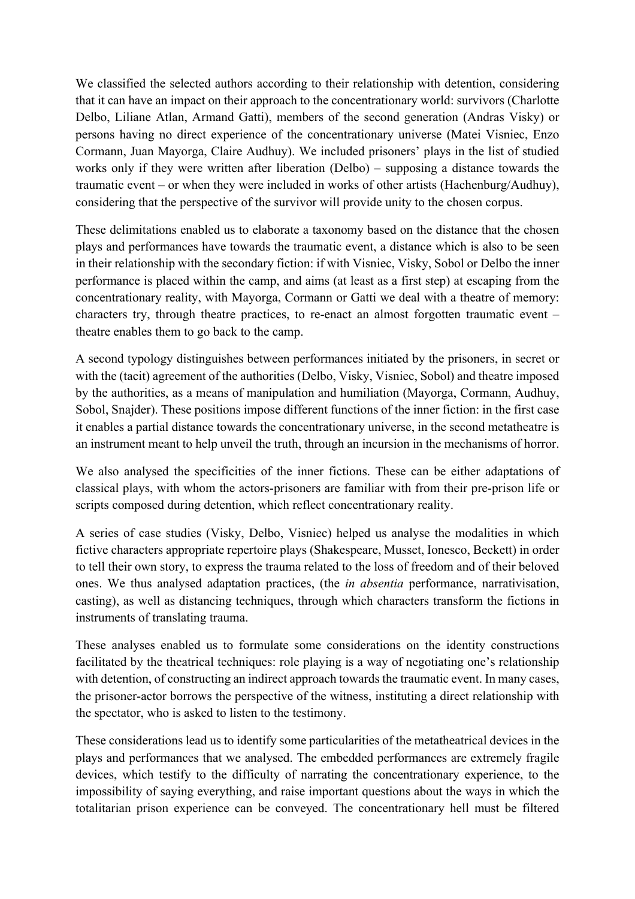We classified the selected authors according to their relationship with detention, considering that it can have an impact on their approach to the concentrationary world: survivors (Charlotte Delbo, Liliane Atlan, Armand Gatti), members of the second generation (Andras Visky) or persons having no direct experience of the concentrationary universe (Matei Visniec, Enzo Cormann, Juan Mayorga, Claire Audhuy). We included prisoners' plays in the list of studied works only if they were written after liberation (Delbo) – supposing a distance towards the traumatic event – or when they were included in works of other artists (Hachenburg/Audhuy), considering that the perspective of the survivor will provide unity to the chosen corpus.

These delimitations enabled us to elaborate a taxonomy based on the distance that the chosen plays and performances have towards the traumatic event, a distance which is also to be seen in their relationship with the secondary fiction: if with Visniec, Visky, Sobol or Delbo the inner performance is placed within the camp, and aims (at least as a first step) at escaping from the concentrationary reality, with Mayorga, Cormann or Gatti we deal with a theatre of memory: characters try, through theatre practices, to re-enact an almost forgotten traumatic event – theatre enables them to go back to the camp.

A second typology distinguishes between performances initiated by the prisoners, in secret or with the (tacit) agreement of the authorities (Delbo, Visky, Visniec, Sobol) and theatre imposed by the authorities, as a means of manipulation and humiliation (Mayorga, Cormann, Audhuy, Sobol, Snajder). These positions impose different functions of the inner fiction: in the first case it enables a partial distance towards the concentrationary universe, in the second metatheatre is an instrument meant to help unveil the truth, through an incursion in the mechanisms of horror.

We also analysed the specificities of the inner fictions. These can be either adaptations of classical plays, with whom the actors-prisoners are familiar with from their pre-prison life or scripts composed during detention, which reflect concentrationary reality.

A series of case studies (Visky, Delbo, Visniec) helped us analyse the modalities in which fictive characters appropriate repertoire plays (Shakespeare, Musset, Ionesco, Beckett) in order to tell their own story, to express the trauma related to the loss of freedom and of their beloved ones. We thus analysed adaptation practices, (the *in absentia* performance, narrativisation, casting), as well as distancing techniques, through which characters transform the fictions in instruments of translating trauma.

These analyses enabled us to formulate some considerations on the identity constructions facilitated by the theatrical techniques: role playing is a way of negotiating one's relationship with detention, of constructing an indirect approach towards the traumatic event. In many cases, the prisoner-actor borrows the perspective of the witness, instituting a direct relationship with the spectator, who is asked to listen to the testimony.

These considerations lead us to identify some particularities of the metatheatrical devices in the plays and performances that we analysed. The embedded performances are extremely fragile devices, which testify to the difficulty of narrating the concentrationary experience, to the impossibility of saying everything, and raise important questions about the ways in which the totalitarian prison experience can be conveyed. The concentrationary hell must be filtered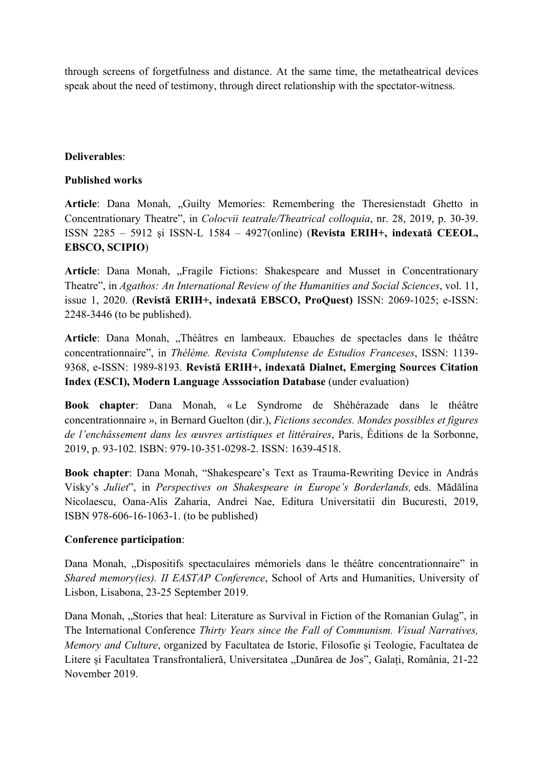through screens of forgetfulness and distance. At the same time, the metatheatrical devices speak about the need of testimony, through direct relationship with the spectator-witness.

**Deliverables**:

**Published works**

**Article**: Dana Monah, „Guilty Memories: Remembering the Theresienstadt Ghetto in Concentrationary Theatre", in *Colocvii teatrale/Theatrical colloquia*, nr. 28, 2019, p. 30-39. ISSN 2285 – 5912 și ISSN-L 1584 – 4927(online) (**Revista ERIH+, indexată CEEOL, EBSCO, SCIPIO**)

**Article**: Dana Monah, „Fragile Fictions: Shakespeare and Musset in Concentrationary Theatre", in *Agathos: An International Review of the Humanities and Social Sciences*, vol. 11, issue 1, 2020. (**Revistă ERIH+, indexată EBSCO, ProQuest)** ISSN: 2069-1025; e-ISSN: 2248-3446 (to be published).

**Article**: Dana Monah, „Théâtres en lambeaux. Ebauches de spectacles dans le théâtre concentrationnaire", in *Thélème. Revista Complutense de Estudios Franceses*, ISSN: 1139-9368, e-ISSN: 1989-8193. **Revistă ERIH+, indexată Dialnet, Emerging Sources Citation Index (ESCI), Modern Language Asssociation Database** (under evaluation)

**Book chapter**: Dana Monah, « Le Syndrome de Shéhérazade dans le théâtre concentrationnaire », in Bernard Guelton (dir.), *Fictions secondes. Mondes possibles et figures de l'enchâssement dans les œuvres artistiques et littéraires*, Paris, Éditions de la Sorbonne, 2019, p. 93-102. ISBN: 979-10-351-0298-2. ISSN: 1639-4518.

**Book chapter**: Dana Monah, "Shakespeare's Text as Trauma-Rewriting Device in András Visky's *Juliet*", in *Perspectives on Shakespeare in Europe's Borderlands,* eds. Mădălina Nicolaescu, Oana-Alis Zaharia, Andrei Nae, Editura Universitatii din Bucuresti, 2019, ISBN 978-606-16-1063-1. (to be published)

**Conference participation**:

Dana Monah, „Dispositifs spectaculaires mémoriels dans le théâtre concentrationnaire" in *Shared memory(ies). II EASTAP Conference*, School of Arts and Humanities, University of Lisbon, Lisabona, 23-25 September 2019.

Dana Monah, „Stories that heal: Literature as Survival in Fiction of the Romanian Gulag", in The International Conference *Thirty Years since the Fall of Communism. Visual Narratives, Memory and Culture*, organized by Facultatea de Istorie, Filosofie și Teologie, Facultatea de Litere și Facultatea Transfrontalieră, Universitatea „Dunărea de Jos", Galați, România, 21-22 November 2019.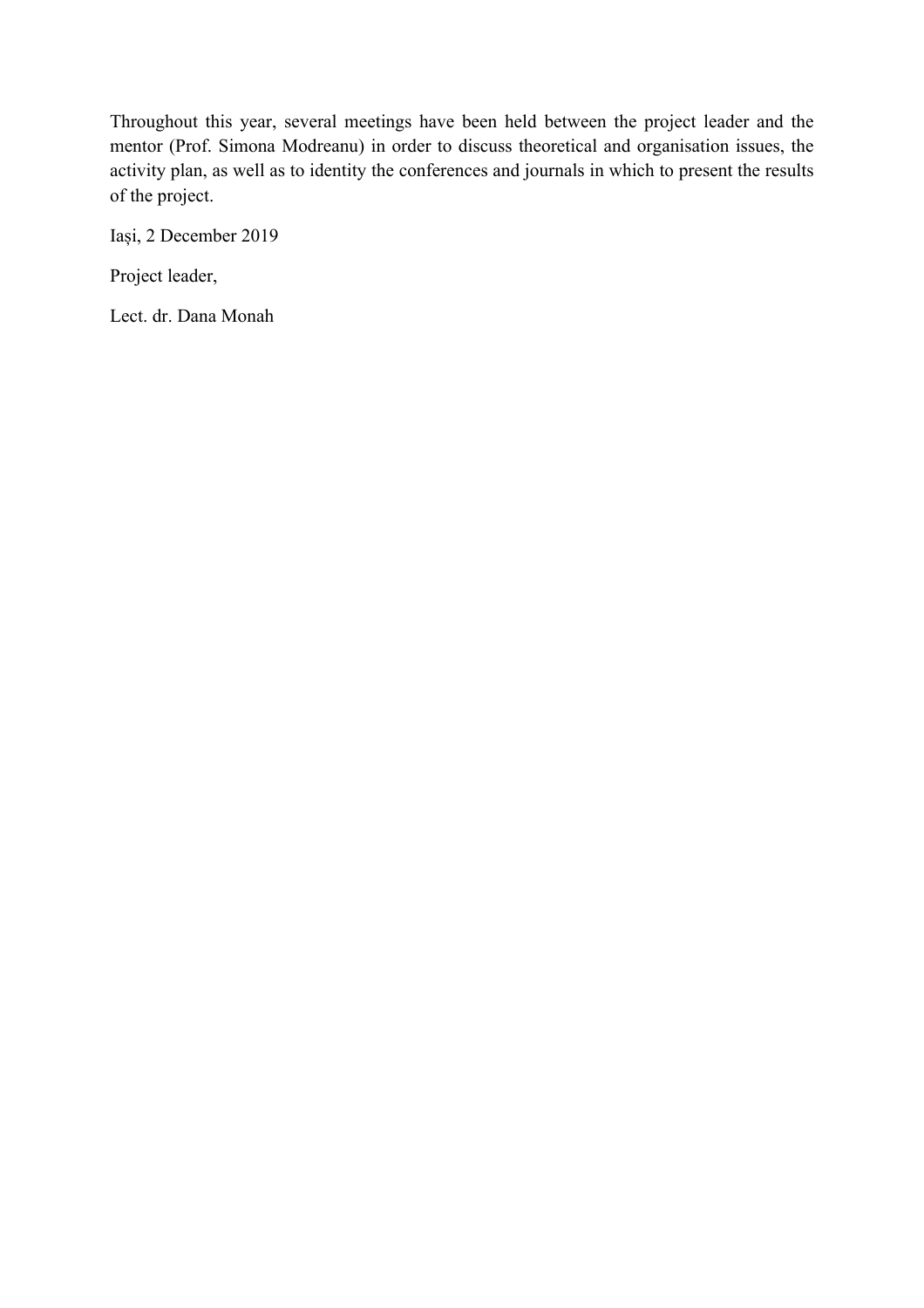Throughout this year, several meetings have been held between the project leader and the mentor (Prof. Simona Modreanu) in order to discuss theoretical and organisation issues, the activity plan, as well as to identity the conferences and journals in which to present the results of the project.

Iași, 2 December 2019

Project leader,

Lect. dr. Dana Monah